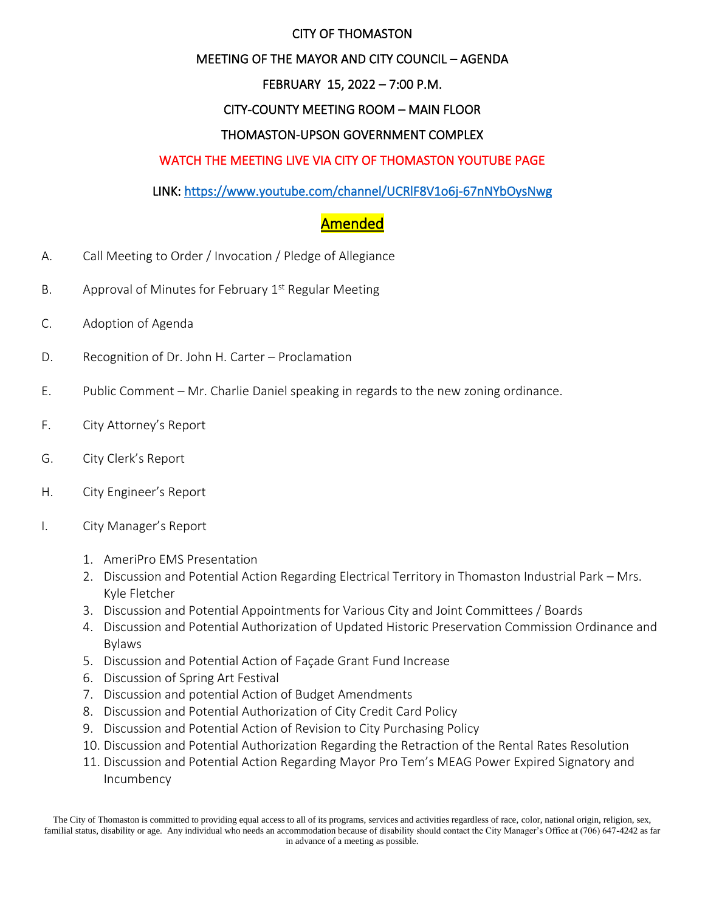# CITY OF THOMASTON

## MEETING OF THE MAYOR AND CITY COUNCIL – AGENDA

## FEBRUARY 15, 2022 – 7:00 P.M.

## CITY-COUNTY MEETING ROOM – MAIN FLOOR

## THOMASTON-UPSON GOVERNMENT COMPLEX

WATCH THE MEETING LIVE VIA CITY OF THOMASTON YOUTUBE PAGE

LINK: https://www.youtube.com/channel/UCRlF8V1o6j-67nNYbOysNwg

**Amended**

A. Call Meeting to Order / Invocation / Pledge of Allegiance

B. Approval of Minutes for February 1st Regular Meeting

C. Adoption of Agenda

D. Recognition of Dr. John H. Carter – Proclamation

E. Public Comment – Mr. Charlie Daniel speaking in regards to the new zoning ordinance.

F. City Attorney's Report

G. City Clerk's Report

H. City Engineer's Report

I. City Manager's Report

1. AmeriPro EMS Presentation
2. Discussion and Potential Action Regarding Electrical Territory in Thomaston Industrial Park – Mrs. Kyle Fletcher
3. Discussion and Potential Appointments for Various City and Joint Committees / Boards
4. Discussion and Potential Authorization of Updated Historic Preservation Commission Ordinance and Bylaws
5. Discussion and Potential Action of Façade Grant Fund Increase
6. Discussion of Spring Art Festival
7. Discussion and potential Action of Budget Amendments
8. Discussion and Potential Authorization of City Credit Card Policy
9. Discussion and Potential Action of Revision to City Purchasing Policy
10. Discussion and Potential Authorization Regarding the Retraction of the Rental Rates Resolution
11. Discussion and Potential Action Regarding Mayor Pro Tem's MEAG Power Expired Signatory and Incumbency

The City of Thomaston is committed to providing equal access to all of its programs, services and activities regardless of race, color, national origin, religion, sex, familial status, disability or age. Any individual who needs an accommodation because of disability should contact the City Manager's Office at (706) 647-4242 as far in advance of a meeting as possible.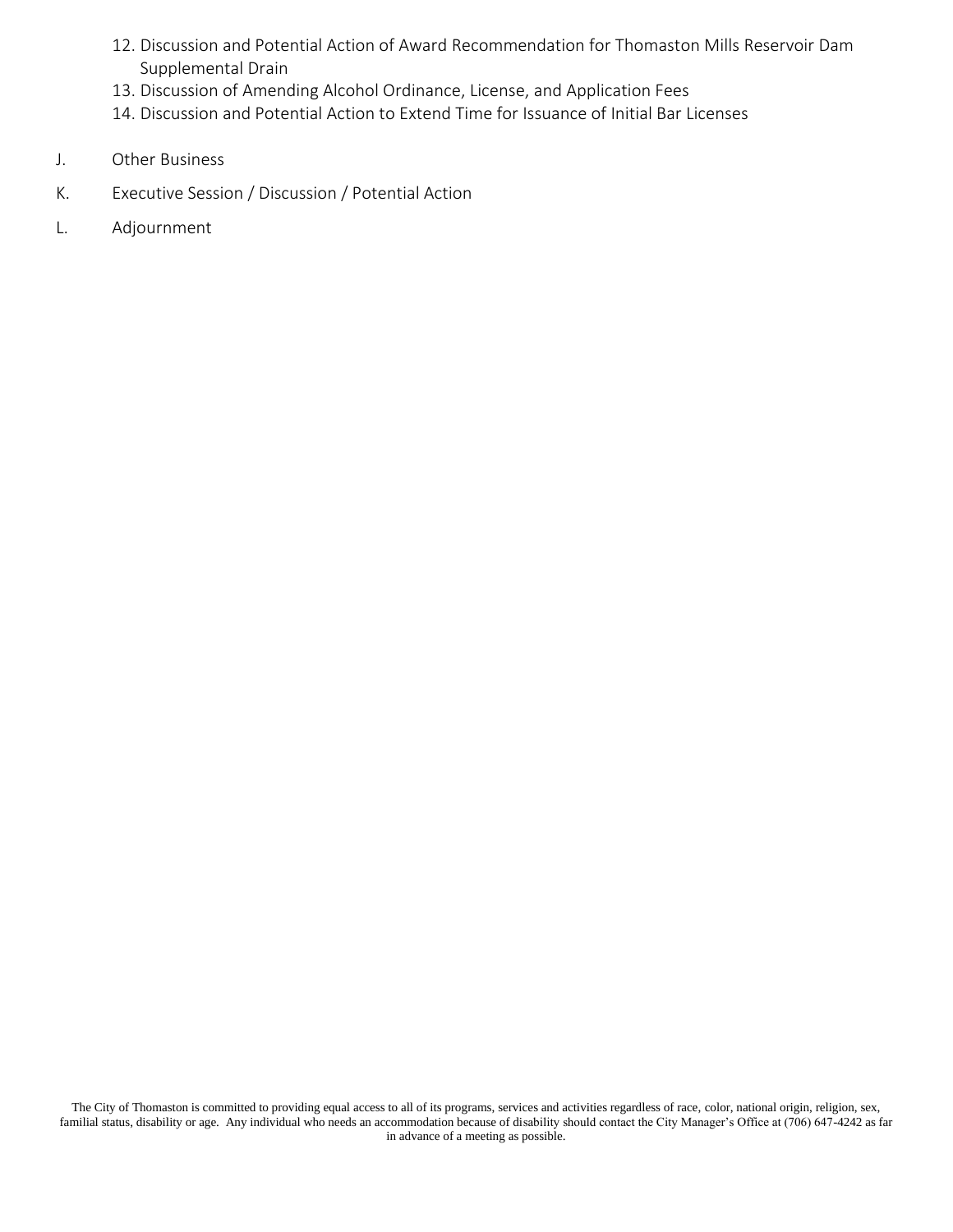12. Discussion and Potential Action of Award Recommendation for Thomaston Mills Reservoir Dam Supplemental Drain
13. Discussion of Amending Alcohol Ordinance, License, and Application Fees
14. Discussion and Potential Action to Extend Time for Issuance of Initial Bar Licenses

J. Other Business

K. Executive Session / Discussion / Potential Action

L. Adjournment

The City of Thomaston is committed to providing equal access to all of its programs, services and activities regardless of race, color, national origin, religion, sex, familial status, disability or age. Any individual who needs an accommodation because of disability should contact the City Manager's Office at (706) 647-4242 as far in advance of a meeting as possible.